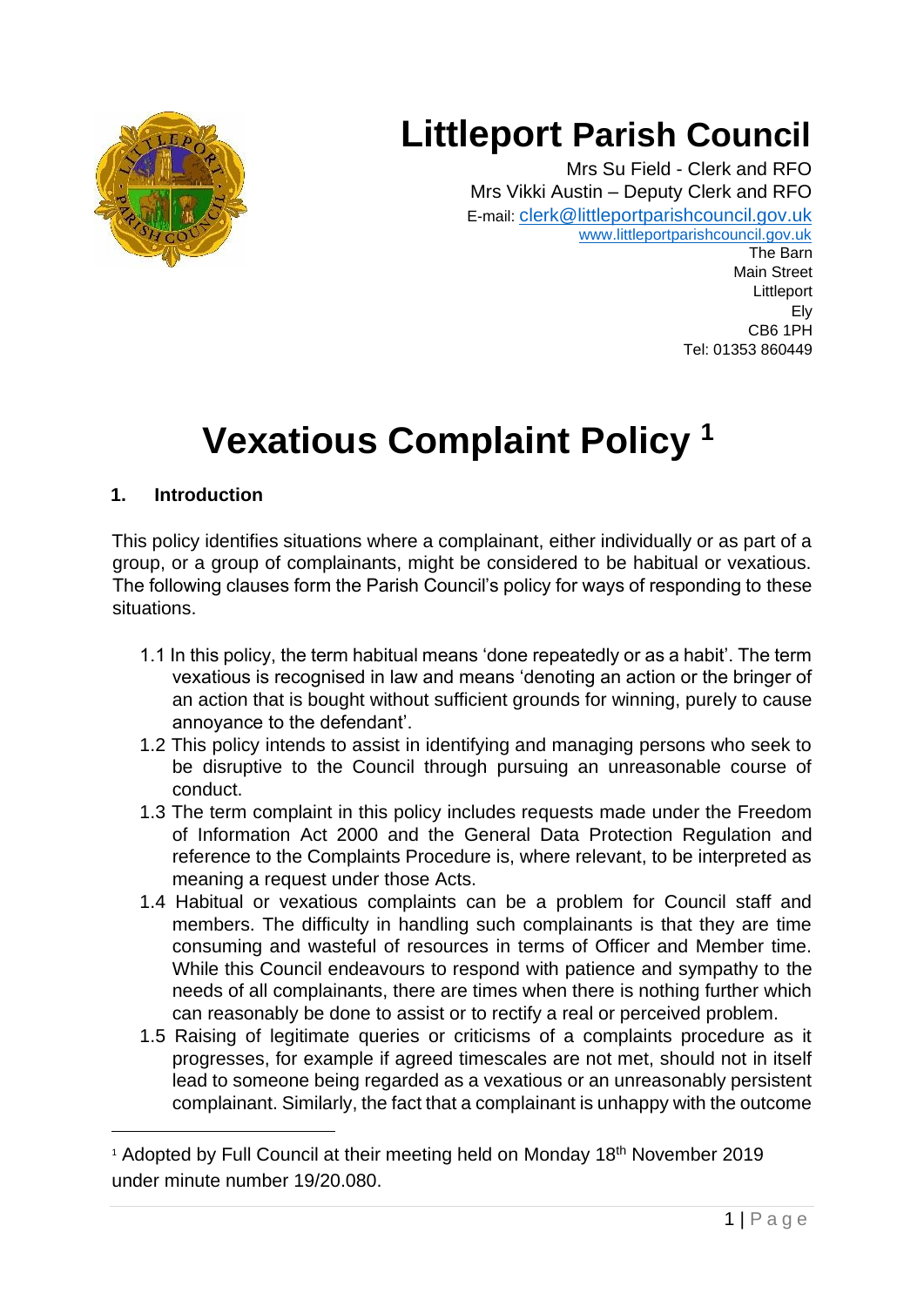# Littleport Parish Council

Mrs Su Field - Clerk and RFO
Mrs Vikki Austin – Deputy Clerk and RFO
E-mail: clerk@littleportparishcouncil.gov.uk
www.littleportparishcouncil.gov.uk
The Barn
Main Street
Littleport
Ely
CB6 1PH
Tel: 01353 860449

# Vexatious Complaint Policy [1]

## 1. Introduction

This policy identifies situations where a complainant, either individually or as part of a group, or a group of complainants, might be considered to be habitual or vexatious. The following clauses form the Parish Council's policy for ways of responding to these situations.

1.1 In this policy, the term habitual means 'done repeatedly or as a habit'. The term vexatious is recognised in law and means 'denoting an action or the bringer of an action that is bought without sufficient grounds for winning, purely to cause annoyance to the defendant'.

1.2 This policy intends to assist in identifying and managing persons who seek to be disruptive to the Council through pursuing an unreasonable course of conduct.

1.3 The term complaint in this policy includes requests made under the Freedom of Information Act 2000 and the General Data Protection Regulation and reference to the Complaints Procedure is, where relevant, to be interpreted as meaning a request under those Acts.

1.4 Habitual or vexatious complaints can be a problem for Council staff and members. The difficulty in handling such complainants is that they are time consuming and wasteful of resources in terms of Officer and Member time. While this Council endeavours to respond with patience and sympathy to the needs of all complainants, there are times when there is nothing further which can reasonably be done to assist or to rectify a real or perceived problem.

1.5 Raising of legitimate queries or criticisms of a complaints procedure as it progresses, for example if agreed timescales are not met, should not in itself lead to someone being regarded as a vexatious or an unreasonably persistent complainant. Similarly, the fact that a complainant is unhappy with the outcome

[1] Adopted by Full Council at their meeting held on Monday 18th November 2019 under minute number 19/20.080.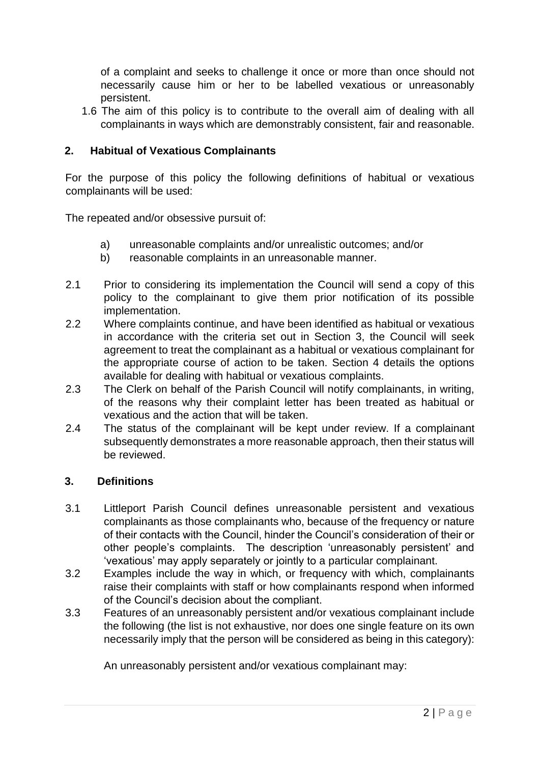of a complaint and seeks to challenge it once or more than once should not necessarily cause him or her to be labelled vexatious or unreasonably persistent.

1.6 The aim of this policy is to contribute to the overall aim of dealing with all complainants in ways which are demonstrably consistent, fair and reasonable.

## 2. Habitual of Vexatious Complainants

For the purpose of this policy the following definitions of habitual or vexatious complainants will be used:

The repeated and/or obsessive pursuit of:

a) unreasonable complaints and/or unrealistic outcomes; and/or
b) reasonable complaints in an unreasonable manner.

2.1 Prior to considering its implementation the Council will send a copy of this policy to the complainant to give them prior notification of its possible implementation.

2.2 Where complaints continue, and have been identified as habitual or vexatious in accordance with the criteria set out in Section 3, the Council will seek agreement to treat the complainant as a habitual or vexatious complainant for the appropriate course of action to be taken. Section 4 details the options available for dealing with habitual or vexatious complaints.

2.3 The Clerk on behalf of the Parish Council will notify complainants, in writing, of the reasons why their complaint letter has been treated as habitual or vexatious and the action that will be taken.

2.4 The status of the complainant will be kept under review. If a complainant subsequently demonstrates a more reasonable approach, then their status will be reviewed.

## 3. Definitions

3.1 Littleport Parish Council defines unreasonable persistent and vexatious complainants as those complainants who, because of the frequency or nature of their contacts with the Council, hinder the Council's consideration of their or other people's complaints. The description 'unreasonably persistent' and 'vexatious' may apply separately or jointly to a particular complainant.

3.2 Examples include the way in which, or frequency with which, complainants raise their complaints with staff or how complainants respond when informed of the Council's decision about the compliant.

3.3 Features of an unreasonably persistent and/or vexatious complainant include the following (the list is not exhaustive, nor does one single feature on its own necessarily imply that the person will be considered as being in this category):

An unreasonably persistent and/or vexatious complainant may: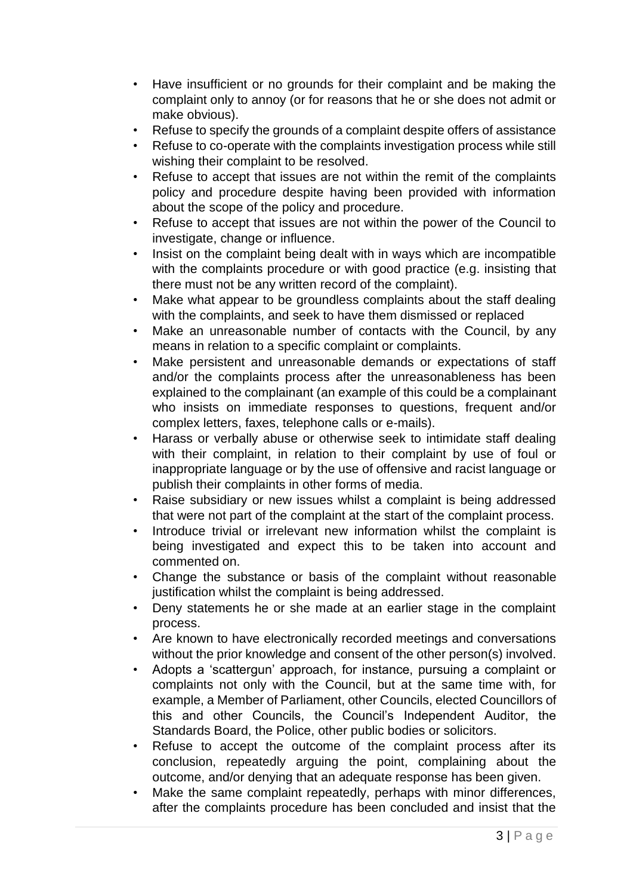- Have insufficient or no grounds for their complaint and be making the complaint only to annoy (or for reasons that he or she does not admit or make obvious).
- Refuse to specify the grounds of a complaint despite offers of assistance
- Refuse to co-operate with the complaints investigation process while still wishing their complaint to be resolved.
- Refuse to accept that issues are not within the remit of the complaints policy and procedure despite having been provided with information about the scope of the policy and procedure.
- Refuse to accept that issues are not within the power of the Council to investigate, change or influence.
- Insist on the complaint being dealt with in ways which are incompatible with the complaints procedure or with good practice (e.g. insisting that there must not be any written record of the complaint).
- Make what appear to be groundless complaints about the staff dealing with the complaints, and seek to have them dismissed or replaced
- Make an unreasonable number of contacts with the Council, by any means in relation to a specific complaint or complaints.
- Make persistent and unreasonable demands or expectations of staff and/or the complaints process after the unreasonableness has been explained to the complainant (an example of this could be a complainant who insists on immediate responses to questions, frequent and/or complex letters, faxes, telephone calls or e-mails).
- Harass or verbally abuse or otherwise seek to intimidate staff dealing with their complaint, in relation to their complaint by use of foul or inappropriate language or by the use of offensive and racist language or publish their complaints in other forms of media.
- Raise subsidiary or new issues whilst a complaint is being addressed that were not part of the complaint at the start of the complaint process.
- Introduce trivial or irrelevant new information whilst the complaint is being investigated and expect this to be taken into account and commented on.
- Change the substance or basis of the complaint without reasonable justification whilst the complaint is being addressed.
- Deny statements he or she made at an earlier stage in the complaint process.
- Are known to have electronically recorded meetings and conversations without the prior knowledge and consent of the other person(s) involved.
- Adopts a 'scattergun' approach, for instance, pursuing a complaint or complaints not only with the Council, but at the same time with, for example, a Member of Parliament, other Councils, elected Councillors of this and other Councils, the Council's Independent Auditor, the Standards Board, the Police, other public bodies or solicitors.
- Refuse to accept the outcome of the complaint process after its conclusion, repeatedly arguing the point, complaining about the outcome, and/or denying that an adequate response has been given.
- Make the same complaint repeatedly, perhaps with minor differences, after the complaints procedure has been concluded and insist that the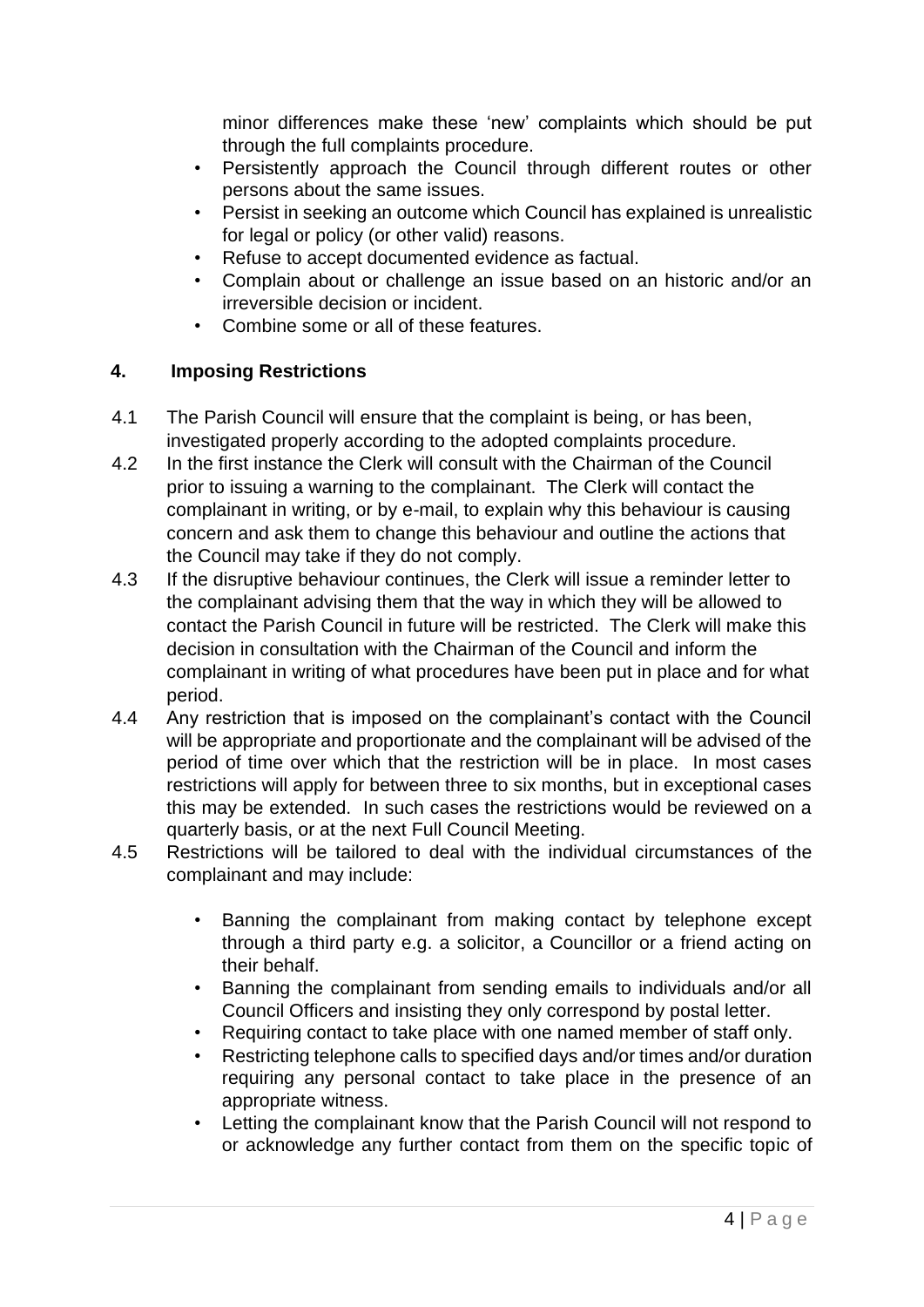minor differences make these 'new' complaints which should be put through the full complaints procedure.

- Persistently approach the Council through different routes or other persons about the same issues.
- Persist in seeking an outcome which Council has explained is unrealistic for legal or policy (or other valid) reasons.
- Refuse to accept documented evidence as factual.
- Complain about or challenge an issue based on an historic and/or an irreversible decision or incident.
- Combine some or all of these features.

## 4. Imposing Restrictions

4.1 The Parish Council will ensure that the complaint is being, or has been, investigated properly according to the adopted complaints procedure.

4.2 In the first instance the Clerk will consult with the Chairman of the Council prior to issuing a warning to the complainant. The Clerk will contact the complainant in writing, or by e-mail, to explain why this behaviour is causing concern and ask them to change this behaviour and outline the actions that the Council may take if they do not comply.

4.3 If the disruptive behaviour continues, the Clerk will issue a reminder letter to the complainant advising them that the way in which they will be allowed to contact the Parish Council in future will be restricted. The Clerk will make this decision in consultation with the Chairman of the Council and inform the complainant in writing of what procedures have been put in place and for what period.

4.4 Any restriction that is imposed on the complainant's contact with the Council will be appropriate and proportionate and the complainant will be advised of the period of time over which that the restriction will be in place. In most cases restrictions will apply for between three to six months, but in exceptional cases this may be extended. In such cases the restrictions would be reviewed on a quarterly basis, or at the next Full Council Meeting.

4.5 Restrictions will be tailored to deal with the individual circumstances of the complainant and may include:

- Banning the complainant from making contact by telephone except through a third party e.g. a solicitor, a Councillor or a friend acting on their behalf.
- Banning the complainant from sending emails to individuals and/or all Council Officers and insisting they only correspond by postal letter.
- Requiring contact to take place with one named member of staff only.
- Restricting telephone calls to specified days and/or times and/or duration requiring any personal contact to take place in the presence of an appropriate witness.
- Letting the complainant know that the Parish Council will not respond to or acknowledge any further contact from them on the specific topic of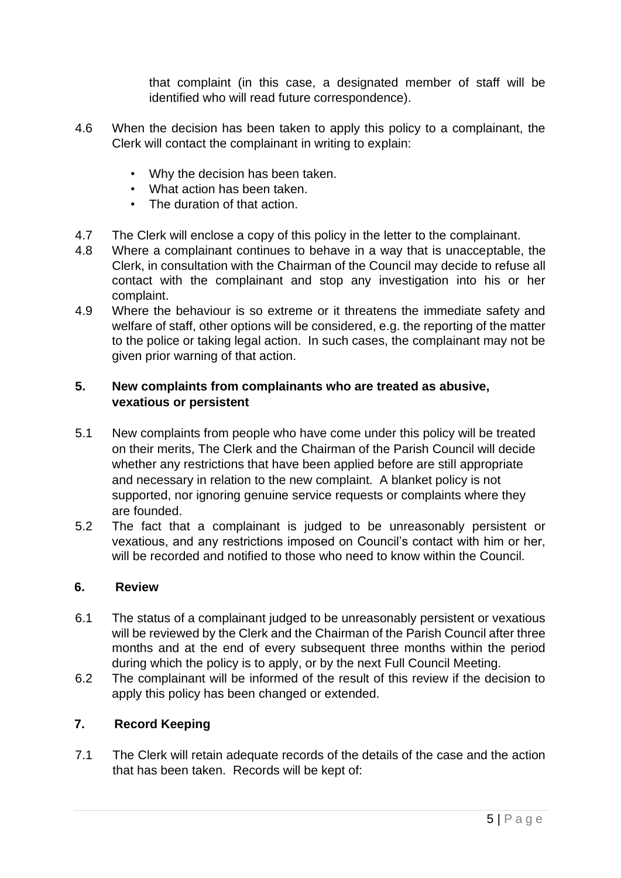that complaint (in this case, a designated member of staff will be identified who will read future correspondence).

4.6 When the decision has been taken to apply this policy to a complainant, the Clerk will contact the complainant in writing to explain:

- Why the decision has been taken.
- What action has been taken.
- The duration of that action.

4.7 The Clerk will enclose a copy of this policy in the letter to the complainant.

4.8 Where a complainant continues to behave in a way that is unacceptable, the Clerk, in consultation with the Chairman of the Council may decide to refuse all contact with the complainant and stop any investigation into his or her complaint.

4.9 Where the behaviour is so extreme or it threatens the immediate safety and welfare of staff, other options will be considered, e.g. the reporting of the matter to the police or taking legal action. In such cases, the complainant may not be given prior warning of that action.

## 5. New complaints from complainants who are treated as abusive, vexatious or persistent

5.1 New complaints from people who have come under this policy will be treated on their merits, The Clerk and the Chairman of the Parish Council will decide whether any restrictions that have been applied before are still appropriate and necessary in relation to the new complaint. A blanket policy is not supported, nor ignoring genuine service requests or complaints where they are founded.

5.2 The fact that a complainant is judged to be unreasonably persistent or vexatious, and any restrictions imposed on Council's contact with him or her, will be recorded and notified to those who need to know within the Council.

## 6. Review

6.1 The status of a complainant judged to be unreasonably persistent or vexatious will be reviewed by the Clerk and the Chairman of the Parish Council after three months and at the end of every subsequent three months within the period during which the policy is to apply, or by the next Full Council Meeting.

6.2 The complainant will be informed of the result of this review if the decision to apply this policy has been changed or extended.

## 7. Record Keeping

7.1 The Clerk will retain adequate records of the details of the case and the action that has been taken. Records will be kept of: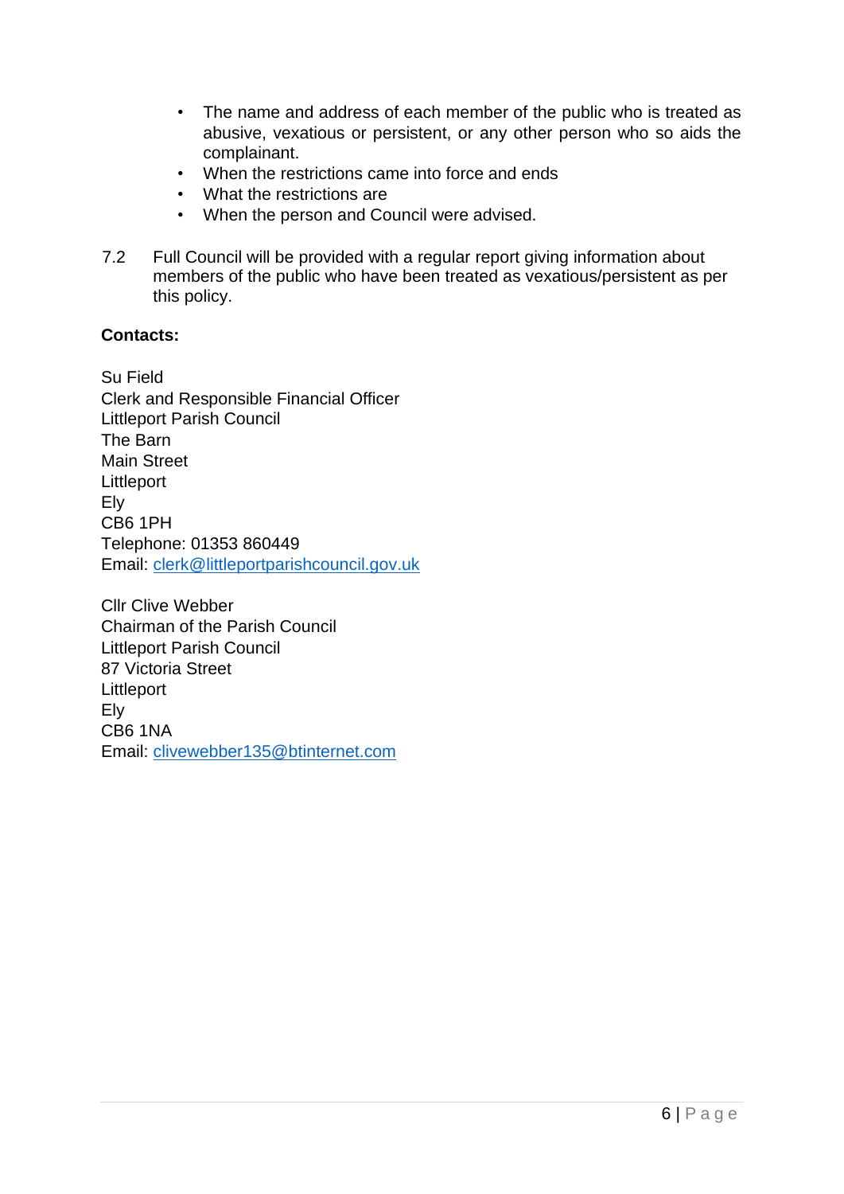- The name and address of each member of the public who is treated as abusive, vexatious or persistent, or any other person who so aids the complainant.
- When the restrictions came into force and ends
- What the restrictions are
- When the person and Council were advised.

7.2 Full Council will be provided with a regular report giving information about members of the public who have been treated as vexatious/persistent as per this policy.

**Contacts:**

Su Field
Clerk and Responsible Financial Officer
Littleport Parish Council
The Barn
Main Street
Littleport
Ely
CB6 1PH
Telephone: 01353 860449
Email: clerk@littleportparishcouncil.gov.uk

Cllr Clive Webber
Chairman of the Parish Council
Littleport Parish Council
87 Victoria Street
Littleport
Ely
CB6 1NA
Email: clivewebber135@btinternet.com